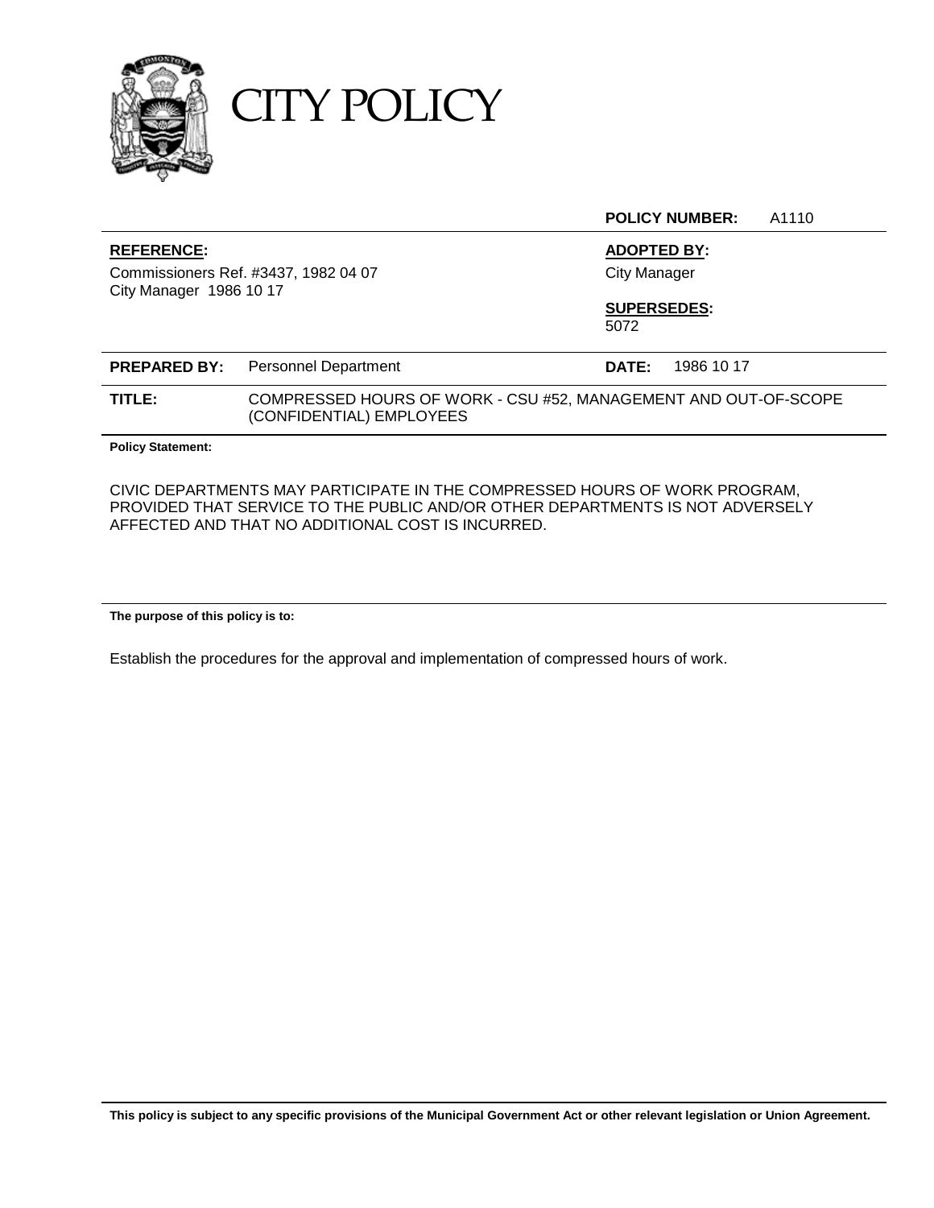# CITY POLICY

**POLICY NUMBER:** A1110

**REFERENCE:**

Commissioners Ref. #3437, 1982 04 07
City Manager 1986 10 17

**ADOPTED BY:**

City Manager

**SUPERSEDES:**

5072

**PREPARED BY:** Personnel Department

**DATE:** 1986 10 17

**TITLE:** COMPRESSED HOURS OF WORK - CSU #52, MANAGEMENT AND OUT-OF-SCOPE (CONFIDENTIAL) EMPLOYEES

**Policy Statement:**

CIVIC DEPARTMENTS MAY PARTICIPATE IN THE COMPRESSED HOURS OF WORK PROGRAM, PROVIDED THAT SERVICE TO THE PUBLIC AND/OR OTHER DEPARTMENTS IS NOT ADVERSELY AFFECTED AND THAT NO ADDITIONAL COST IS INCURRED.

**The purpose of this policy is to:**

Establish the procedures for the approval and implementation of compressed hours of work.

**This policy is subject to any specific provisions of the Municipal Government Act or other relevant legislation or Union Agreement.**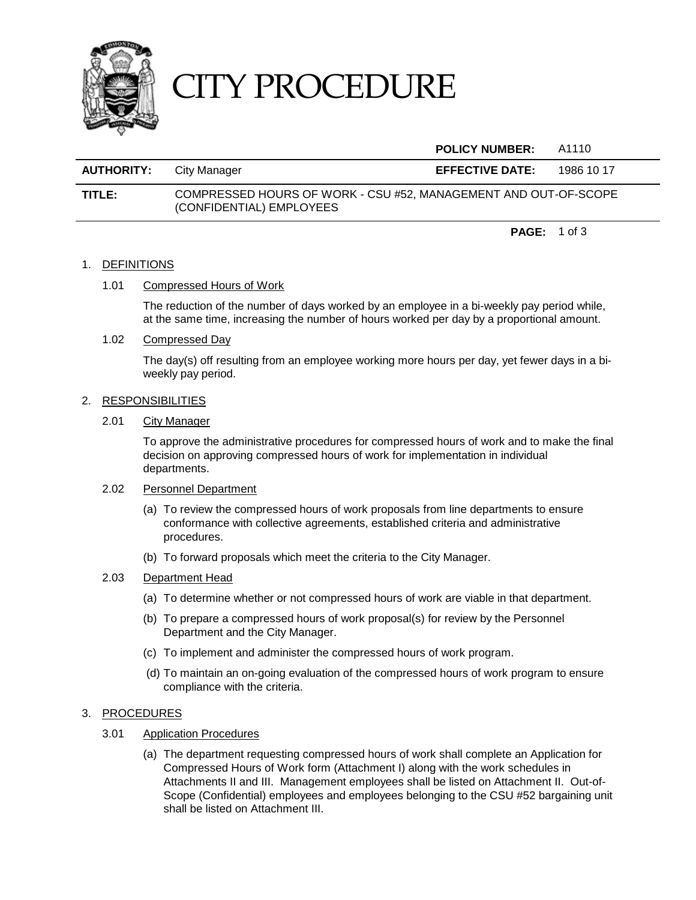# CITY PROCEDURE

| | | **POLICY NUMBER:** | A1110 |
|---|---|---|---|
| **AUTHORITY:** | City Manager | **EFFECTIVE DATE:** | 1986 10 17 |
| **TITLE:** | COMPRESSED HOURS OF WORK - CSU #52, MANAGEMENT AND OUT-OF-SCOPE (CONFIDENTIAL) EMPLOYEES | | |

1. DEFINITIONS

   1.01 Compressed Hours of Work

   The reduction of the number of days worked by an employee in a bi-weekly pay period while, at the same time, increasing the number of hours worked per day by a proportional amount.

   1.02 Compressed Day

   The day(s) off resulting from an employee working more hours per day, yet fewer days in a bi-weekly pay period.

2. RESPONSIBILITIES

   2.01 City Manager

   To approve the administrative procedures for compressed hours of work and to make the final decision on approving compressed hours of work for implementation in individual departments.

   2.02 Personnel Department

   (a) To review the compressed hours of work proposals from line departments to ensure conformance with collective agreements, established criteria and administrative procedures.

   (b) To forward proposals which meet the criteria to the City Manager.

   2.03 Department Head

   (a) To determine whether or not compressed hours of work are viable in that department.

   (b) To prepare a compressed hours of work proposal(s) for review by the Personnel Department and the City Manager.

   (c) To implement and administer the compressed hours of work program.

   (d) To maintain an on-going evaluation of the compressed hours of work program to ensure compliance with the criteria.

3. PROCEDURES

   3.01 Application Procedures

   (a) The department requesting compressed hours of work shall complete an Application for Compressed Hours of Work form (Attachment I) along with the work schedules in Attachments II and III. Management employees shall be listed on Attachment II. Out-of-Scope (Confidential) employees and employees belonging to the CSU #52 bargaining unit shall be listed on Attachment III.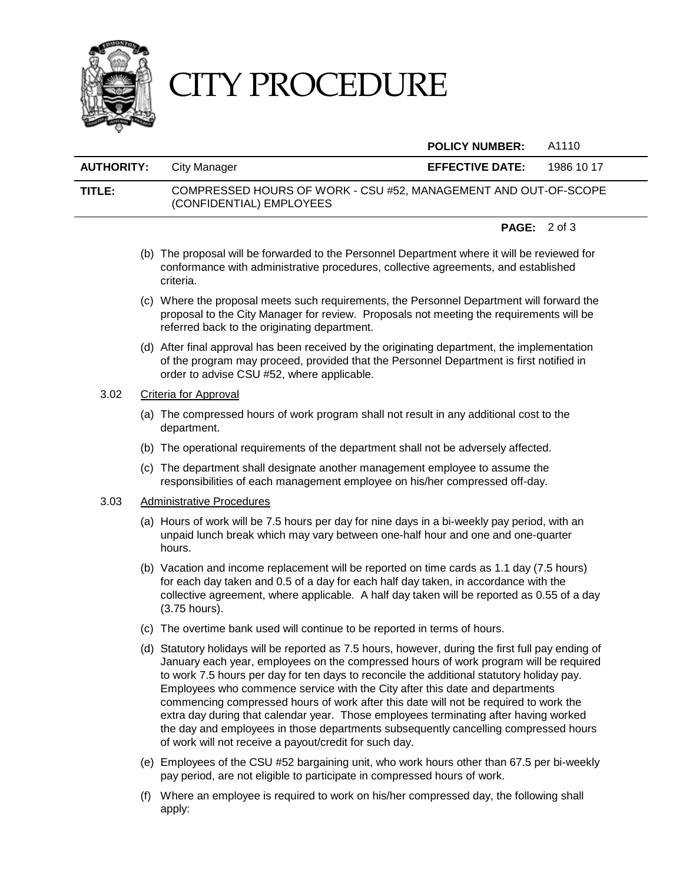(b) The proposal will be forwarded to the Personnel Department where it will be reviewed for conformance with administrative procedures, collective agreements, and established criteria.

(c) Where the proposal meets such requirements, the Personnel Department will forward the proposal to the City Manager for review. Proposals not meeting the requirements will be referred back to the originating department.

(d) After final approval has been received by the originating department, the implementation of the program may proceed, provided that the Personnel Department is first notified in order to advise CSU #52, where applicable.

3.02 <u>Criteria for Approval</u>

(a) The compressed hours of work program shall not result in any additional cost to the department.

(b) The operational requirements of the department shall not be adversely affected.

(c) The department shall designate another management employee to assume the responsibilities of each management employee on his/her compressed off-day.

3.03 <u>Administrative Procedures</u>

(a) Hours of work will be 7.5 hours per day for nine days in a bi-weekly pay period, with an unpaid lunch break which may vary between one-half hour and one and one-quarter hours.

(b) Vacation and income replacement will be reported on time cards as 1.1 day (7.5 hours) for each day taken and 0.5 of a day for each half day taken, in accordance with the collective agreement, where applicable. A half day taken will be reported as 0.55 of a day (3.75 hours).

(c) The overtime bank used will continue to be reported in terms of hours.

(d) Statutory holidays will be reported as 7.5 hours, however, during the first full pay ending of January each year, employees on the compressed hours of work program will be required to work 7.5 hours per day for ten days to reconcile the additional statutory holiday pay. Employees who commence service with the City after this date and departments commencing compressed hours of work after this date will not be required to work the extra day during that calendar year. Those employees terminating after having worked the day and employees in those departments subsequently cancelling compressed hours of work will not receive a payout/credit for such day.

(e) Employees of the CSU #52 bargaining unit, who work hours other than 67.5 per bi-weekly pay period, are not eligible to participate in compressed hours of work.

(f) Where an employee is required to work on his/her compressed day, the following shall apply: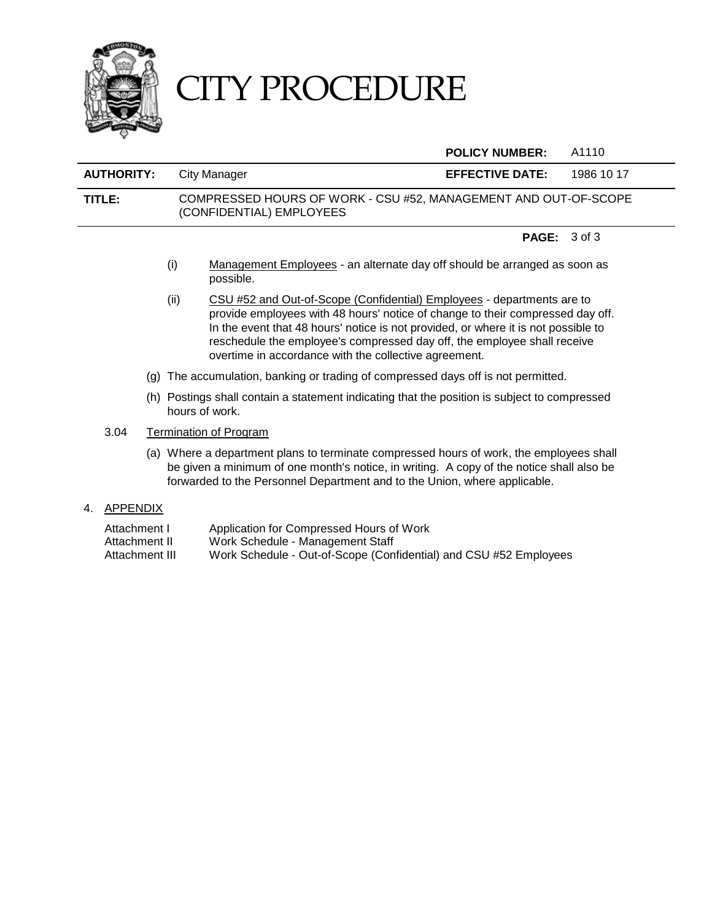(i) Management Employees - an alternate day off should be arranged as soon as possible.

(ii) CSU #52 and Out-of-Scope (Confidential) Employees - departments are to provide employees with 48 hours' notice of change to their compressed day off. In the event that 48 hours' notice is not provided, or where it is not possible to reschedule the employee's compressed day off, the employee shall receive overtime in accordance with the collective agreement.

(g) The accumulation, banking or trading of compressed days off is not permitted.

(h) Postings shall contain a statement indicating that the position is subject to compressed hours of work.

3.04 Termination of Program

(a) Where a department plans to terminate compressed hours of work, the employees shall be given a minimum of one month's notice, in writing. A copy of the notice shall also be forwarded to the Personnel Department and to the Union, where applicable.

## 4. APPENDIX

| | |
|---|---|
| Attachment I | Application for Compressed Hours of Work |
| Attachment II | Work Schedule - Management Staff |
| Attachment III | Work Schedule - Out-of-Scope (Confidential) and CSU #52 Employees |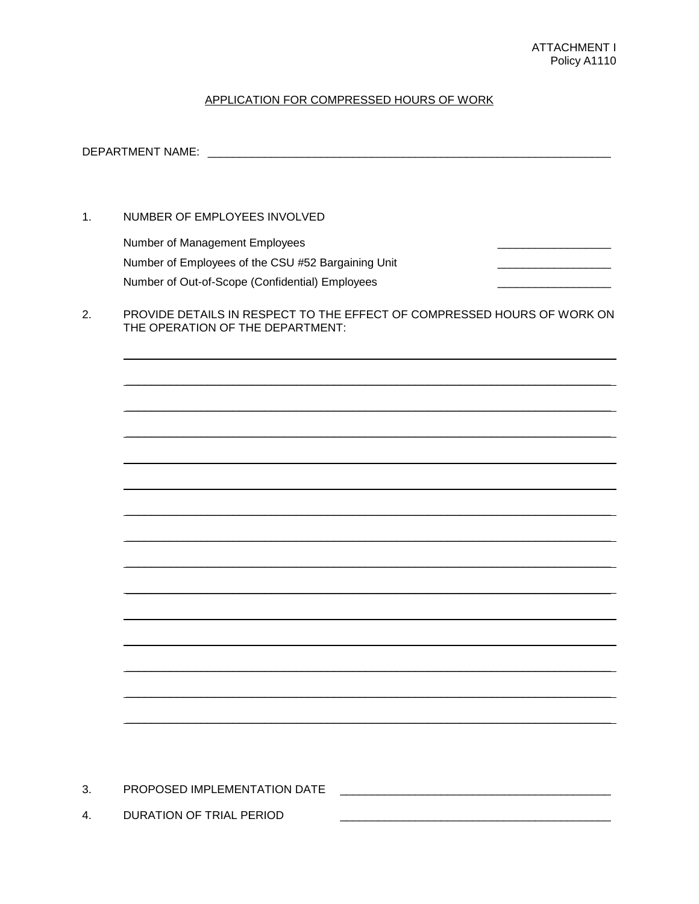ATTACHMENT I
Policy A1110

# APPLICATION FOR COMPRESSED HOURS OF WORK

DEPARTMENT NAME: ____________________________________________________________

1. NUMBER OF EMPLOYEES INVOLVED

   Number of Management Employees ________________

   Number of Employees of the CSU #52 Bargaining Unit ________________

   Number of Out-of-Scope (Confidential) Employees ________________

2. PROVIDE DETAILS IN RESPECT TO THE EFFECT OF COMPRESSED HOURS OF WORK ON THE OPERATION OF THE DEPARTMENT:

   ______________________________________________________________________

   ______________________________________________________________________

   ______________________________________________________________________

   ______________________________________________________________________

   ______________________________________________________________________

   ______________________________________________________________________

   ______________________________________________________________________

   ______________________________________________________________________

   ______________________________________________________________________

   ______________________________________________________________________

   ______________________________________________________________________

   ______________________________________________________________________

   ______________________________________________________________________

   ______________________________________________________________________

   ______________________________________________________________________

3. PROPOSED IMPLEMENTATION DATE ________________________________________

4. DURATION OF TRIAL PERIOD ________________________________________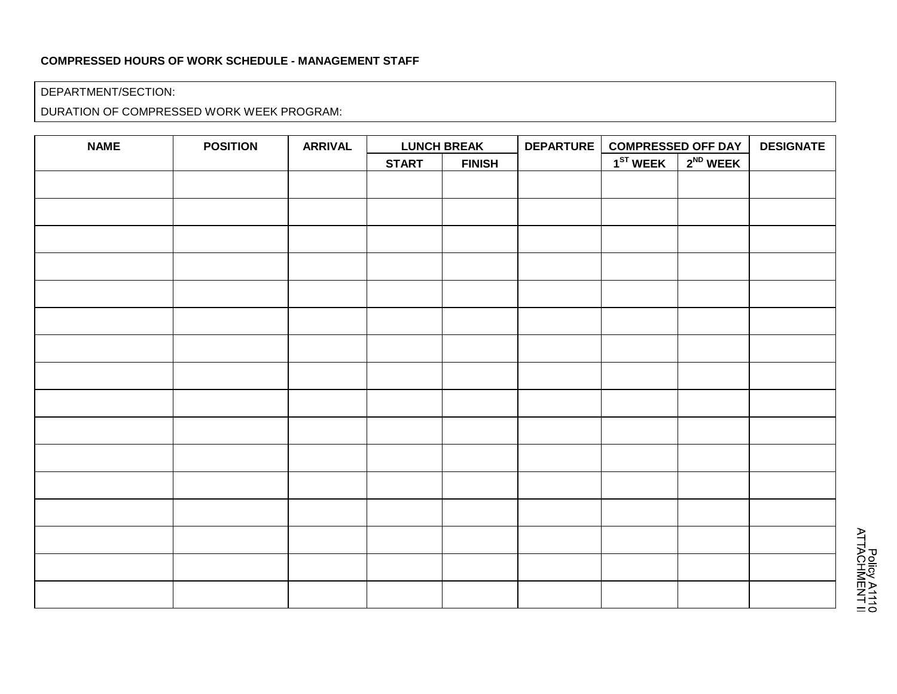**COMPRESSED HOURS OF WORK SCHEDULE - MANAGEMENT STAFF**

DEPARTMENT/SECTION:

DURATION OF COMPRESSED WORK WEEK PROGRAM:

| NAME | POSITION | ARRIVAL | LUNCH BREAK | | DEPARTURE | COMPRESSED OFF DAY | | DESIGNATE |
|---|---|---|---|---|---|---|---|---|
| | | | START | FINISH | | 1ST WEEK | 2ND WEEK | |
| | | | | | | | | |
| | | | | | | | | |
| | | | | | | | | |
| | | | | | | | | |
| | | | | | | | | |
| | | | | | | | | |
| | | | | | | | | |
| | | | | | | | | |
| | | | | | | | | |
| | | | | | | | | |
| | | | | | | | | |
| | | | | | | | | |
| | | | | | | | | |
| | | | | | | | | |
| | | | | | | | | |
| | | | | | | | | |

Policy A1110
ATTACHMENT II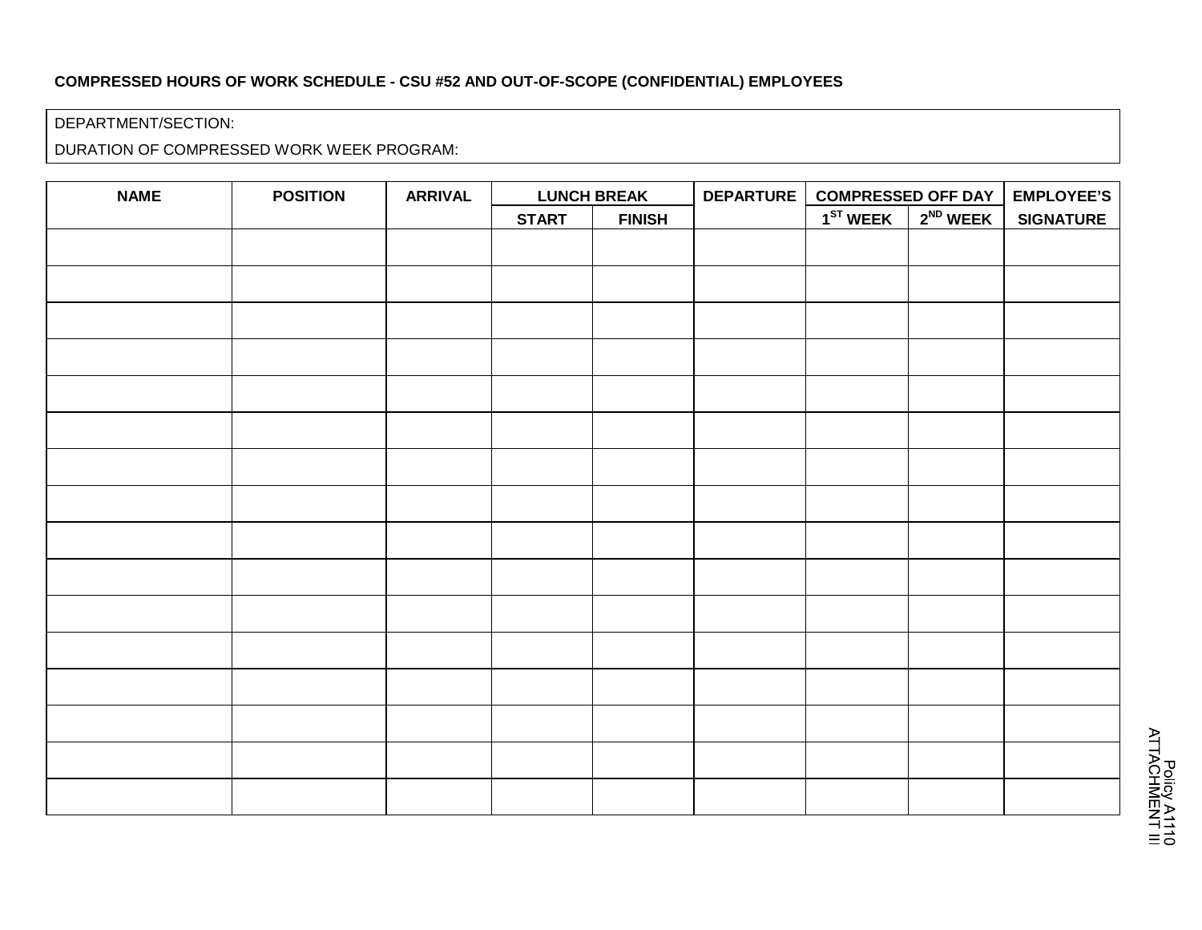**COMPRESSED HOURS OF WORK SCHEDULE - CSU #52 AND OUT-OF-SCOPE (CONFIDENTIAL) EMPLOYEES**

DEPARTMENT/SECTION:

DURATION OF COMPRESSED WORK WEEK PROGRAM:

| NAME | POSITION | ARRIVAL | LUNCH BREAK | | DEPARTURE | COMPRESSED OFF DAY | | EMPLOYEE'S SIGNATURE |
|---|---|---|---|---|---|---|---|---|
| | | | START | FINISH | | $1^{ST}$ WEEK | $2^{ND}$ WEEK | |
| | | | | | | | | |
| | | | | | | | | |
| | | | | | | | | |
| | | | | | | | | |
| | | | | | | | | |
| | | | | | | | | |
| | | | | | | | | |
| | | | | | | | | |
| | | | | | | | | |
| | | | | | | | | |
| | | | | | | | | |
| | | | | | | | | |
| | | | | | | | | |
| | | | | | | | | |
| | | | | | | | | |
| | | | | | | | | |

Policy A110
ATTACHMENT II